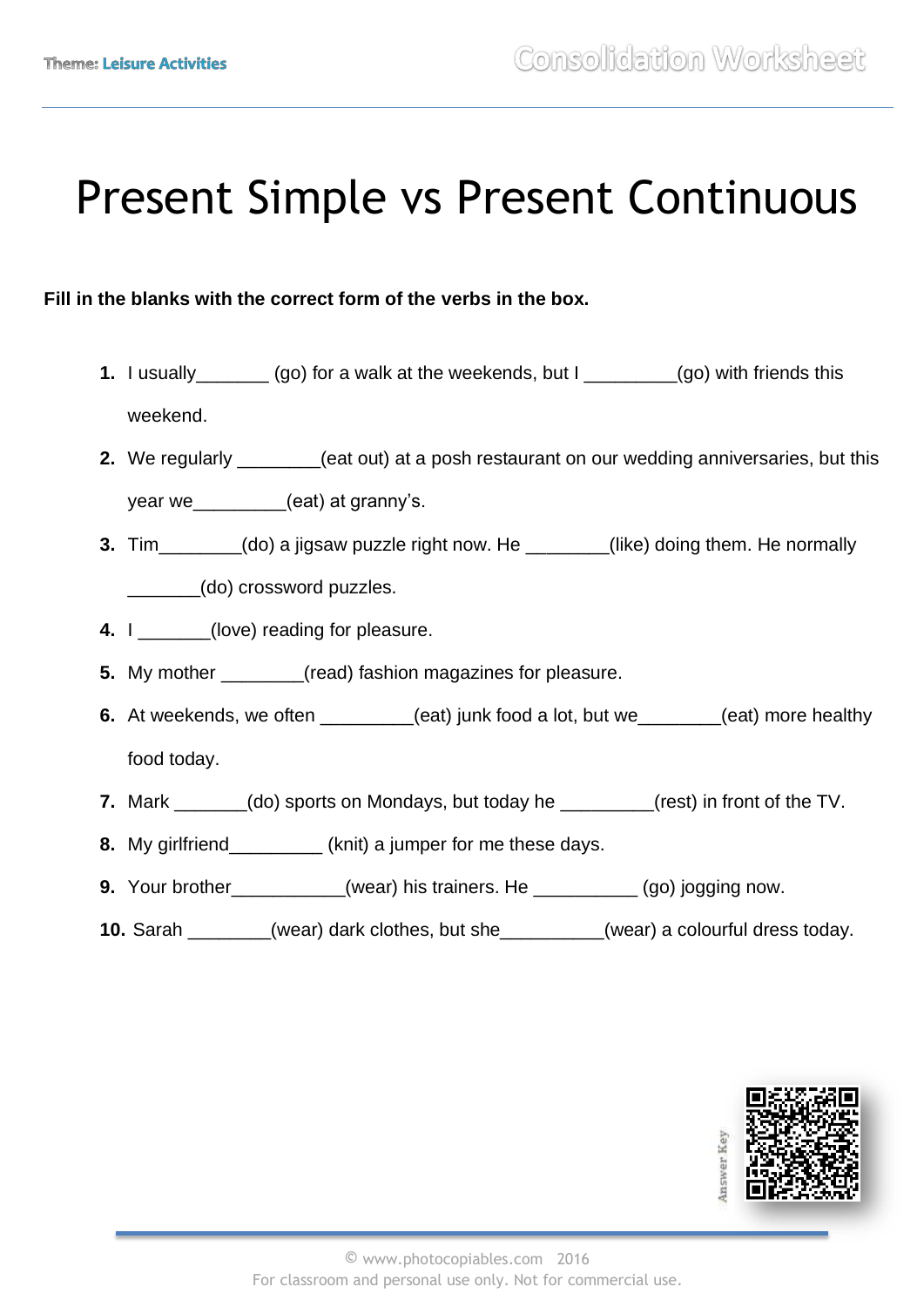Theme: Leisure Activities

Consolidation Worksheet

# Present Simple vs Present Continuous

**Fill in the blanks with the correct form of the verbs in the box.**

1. I usually_______ (go) for a walk at the weekends, but I _________(go) with friends this weekend.
2. We regularly ________(eat out) at a posh restaurant on our wedding anniversaries, but this year we_________(eat) at granny's.
3. Tim________(do) a jigsaw puzzle right now. He ________(like) doing them. He normally _______(do) crossword puzzles.
4. I _______(love) reading for pleasure.
5. My mother ________(read) fashion magazines for pleasure.
6. At weekends, we often _________(eat) junk food a lot, but we________(eat) more healthy food today.
7. Mark _______(do) sports on Mondays, but today he _________(rest) in front of the TV.
8. My girlfriend_________ (knit) a jumper for me these days.
9. Your brother___________(wear) his trainers. He __________ (go) jogging now.
10. Sarah ________(wear) dark clothes, but she__________(wear) a colourful dress today.

Answer Key

© www.photocopiables.com 2016
For classroom and personal use only. Not for commercial use.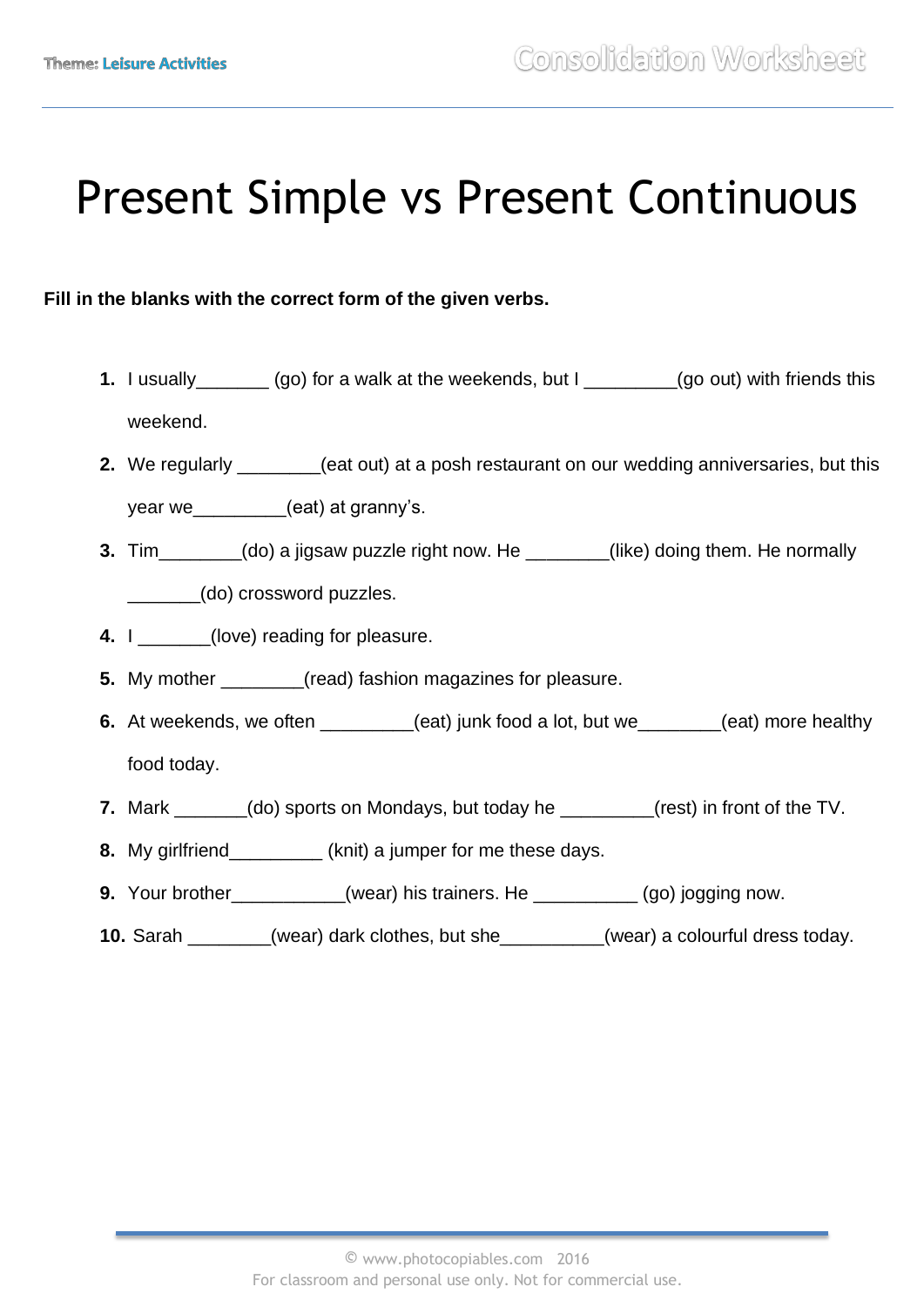# Present Simple vs Present Continuous

**Fill in the blanks with the correct form of the given verbs.**

1. I usually_______ (go) for a walk at the weekends, but I _________(go out) with friends this weekend.
2. We regularly ________(eat out) at a posh restaurant on our wedding anniversaries, but this year we_________(eat) at granny's.
3. Tim________(do) a jigsaw puzzle right now. He ________(like) doing them. He normally _______(do) crossword puzzles.
4. I _______(love) reading for pleasure.
5. My mother ________(read) fashion magazines for pleasure.
6. At weekends, we often _________(eat) junk food a lot, but we________(eat) more healthy food today.
7. Mark _______(do) sports on Mondays, but today he _________(rest) in front of the TV.
8. My girlfriend_________ (knit) a jumper for me these days.
9. Your brother___________(wear) his trainers. He __________ (go) jogging now.
10. Sarah ________(wear) dark clothes, but she__________(wear) a colourful dress today.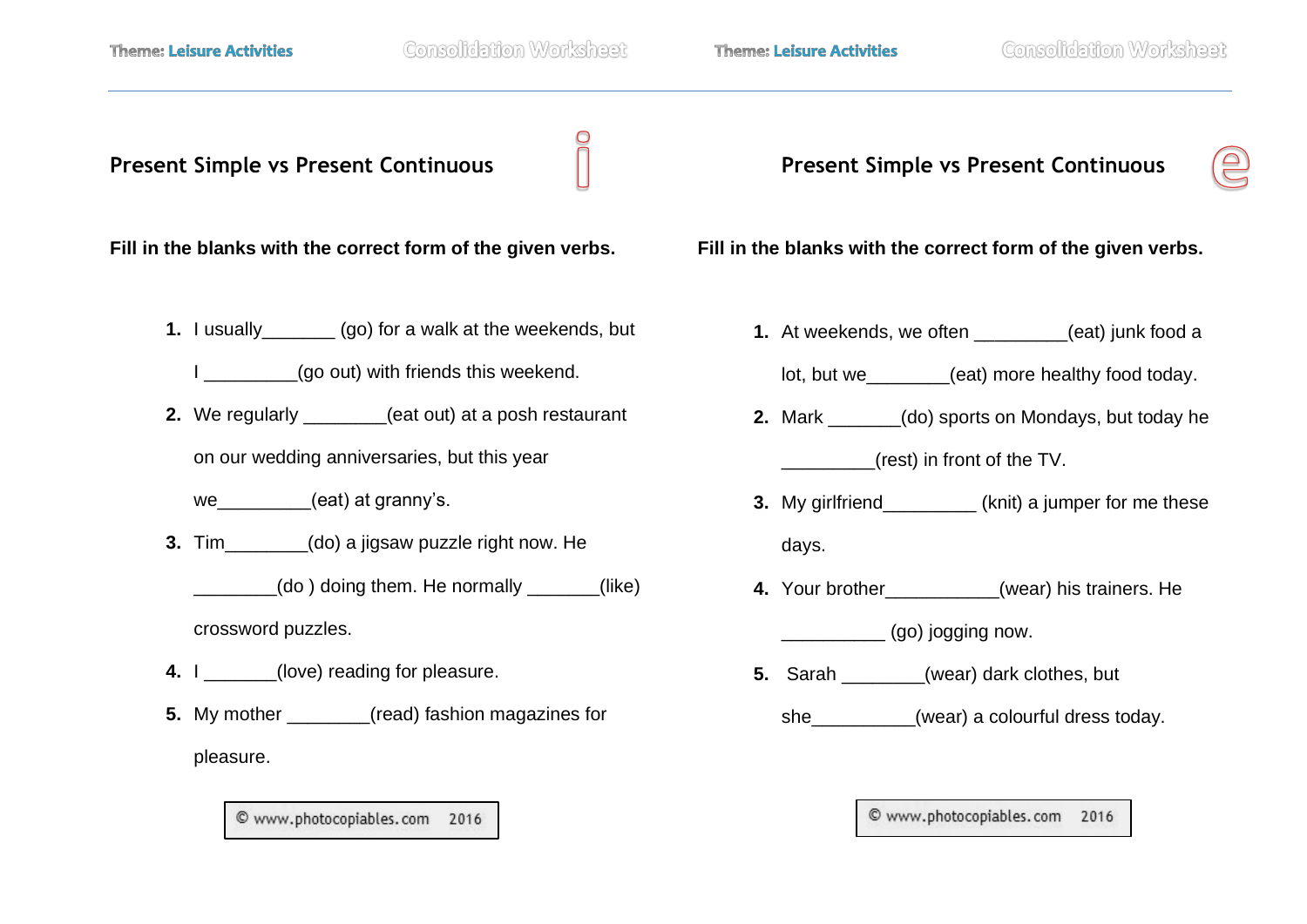## Present Simple vs Present Continuous

**Fill in the blanks with the correct form of the given verbs.**

1. I usually_______ (go) for a walk at the weekends, but I _________(go out) with friends this weekend.
2. We regularly ________(eat out) at a posh restaurant on our wedding anniversaries, but this year we_________(eat) at granny's.
3. Tim________(do) a jigsaw puzzle right now. He ________(do ) doing them. He normally _______(like) crossword puzzles.
4. I _______(love) reading for pleasure.
5. My mother ________(read) fashion magazines for pleasure.

© www.photocopiables.com 2016

## Present Simple vs Present Continuous

**Fill in the blanks with the correct form of the given verbs.**

1. At weekends, we often _________(eat) junk food a lot, but we________(eat) more healthy food today.
2. Mark _______(do) sports on Mondays, but today he _________(rest) in front of the TV.
3. My girlfriend_________ (knit) a jumper for me these days.
4. Your brother___________(wear) his trainers. He __________ (go) jogging now.
5. Sarah ________(wear) dark clothes, but she__________(wear) a colourful dress today.

© www.photocopiables.com 2016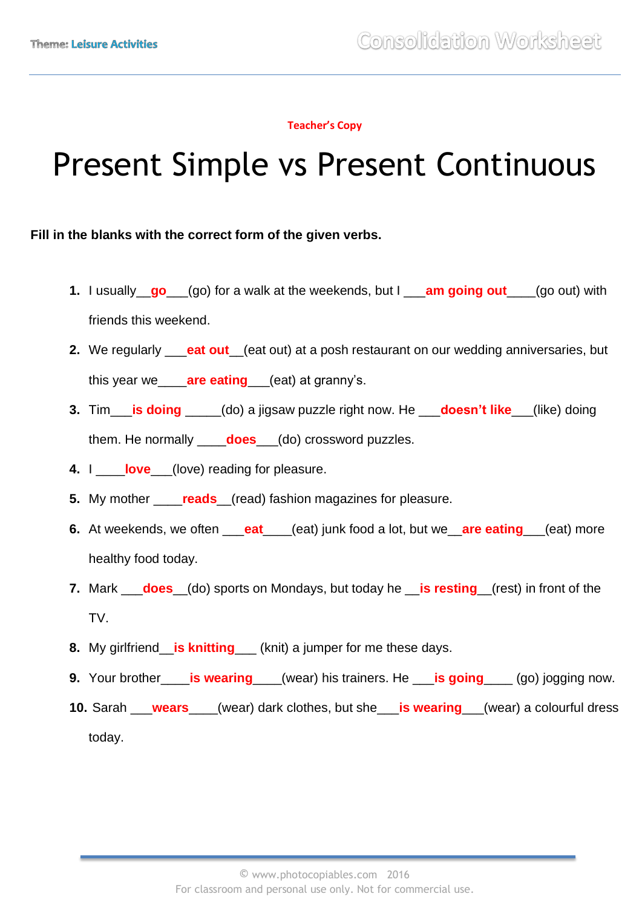Teacher's Copy

# Present Simple vs Present Continuous

**Fill in the blanks with the correct form of the given verbs.**

1. I usually__**go**___(go) for a walk at the weekends, but I ___**am going out**____(go out) with friends this weekend.
2. We regularly ___**eat out**__(eat out) at a posh restaurant on our wedding anniversaries, but this year we____**are eating**___(eat) at granny's.
3. Tim___**is doing** _____(do) a jigsaw puzzle right now. He ___**doesn't like**___(like) doing them. He normally ____**does**___(do) crossword puzzles.
4. I ____**love**___(love) reading for pleasure.
5. My mother ____**reads**__(read) fashion magazines for pleasure.
6. At weekends, we often ___**eat**____(eat) junk food a lot, but we__**are eating**___(eat) more healthy food today.
7. Mark ___**does**__(do) sports on Mondays, but today he __**is resting**__(rest) in front of the TV.
8. My girlfriend__**is knitting**___ (knit) a jumper for me these days.
9. Your brother____**is wearing**____(wear) his trainers. He ___**is going**____ (go) jogging now.
10. Sarah ___**wears**____(wear) dark clothes, but she___**is wearing**___(wear) a colourful dress today.

© www.photocopiables.com 2016
For classroom and personal use only. Not for commercial use.